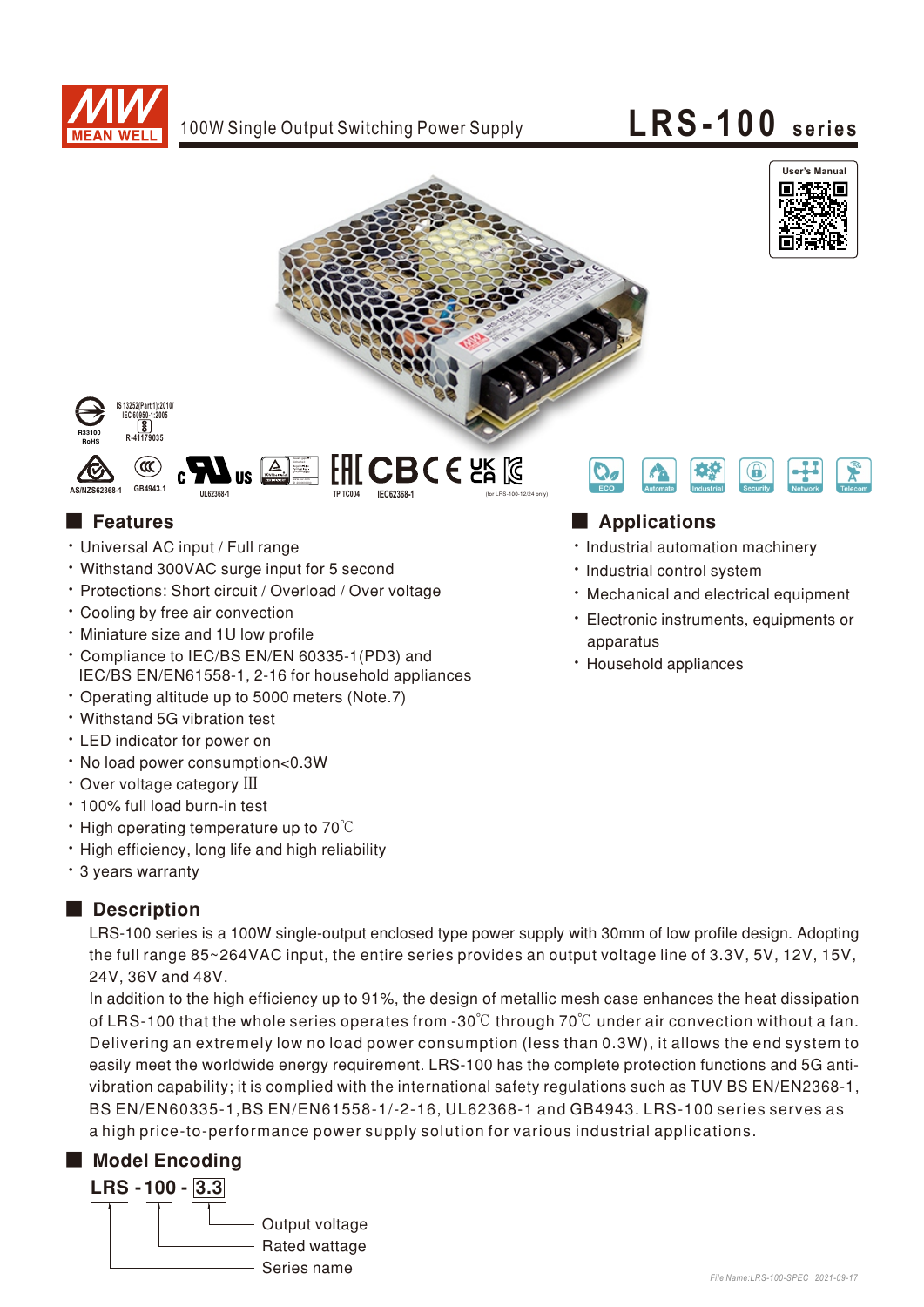# 100W Single Output Switching Power Supply

# LRS-100 series

User's Manual

IS 13252(Part 1):2010/ IEC 60950-1:2005
R-41179035

R33100 RoHS

AS/NZS62368-1 GB4943.1 UL62368-1 TP TC004 IEC62368-1 (for LRS-100-12/24 only)

ECO Automate Industrial Security Network Telecom

## Features

- Universal AC input / Full range
- Withstand 300VAC surge input for 5 second
- Protections: Short circuit / Overload / Over voltage
- Cooling by free air convection
- Miniature size and 1U low profile
- Compliance to IEC/BS EN/EN 60335-1(PD3) and IEC/BS EN/EN61558-1, 2-16 for household appliances
- Operating altitude up to 5000 meters (Note.7)
- Withstand 5G vibration test
- LED indicator for power on
- No load power consumption<0.3W
- Over voltage category III
- 100% full load burn-in test
- High operating temperature up to 70℃
- High efficiency, long life and high reliability
- 3 years warranty

## Applications

- Industrial automation machinery
- Industrial control system
- Mechanical and electrical equipment
- Electronic instruments, equipments or apparatus
- Household appliances

## Description

LRS-100 series is a 100W single-output enclosed type power supply with 30mm of low profile design. Adopting the full range 85~264VAC input, the entire series provides an output voltage line of 3.3V, 5V, 12V, 15V, 24V, 36V and 48V.

In addition to the high efficiency up to 91%, the design of metallic mesh case enhances the heat dissipation of LRS-100 that the whole series operates from -30℃ through 70℃ under air convection without a fan. Delivering an extremely low no load power consumption (less than 0.3W), it allows the end system to easily meet the worldwide energy requirement. LRS-100 has the complete protection functions and 5G anti-vibration capability; it is complied with the international safety regulations such as TUV BS EN/EN2368-1, BS EN/EN60335-1,BS EN/EN61558-1/-2-16, UL62368-1 and GB4943. LRS-100 series serves as a high price-to-performance power supply solution for various industrial applications.

## Model Encoding

**LRS - 100 - 3.3**

- 3.3: Output voltage
- 100: Rated wattage
- LRS: Series name

File Name:LRS-100-SPEC 2021-09-17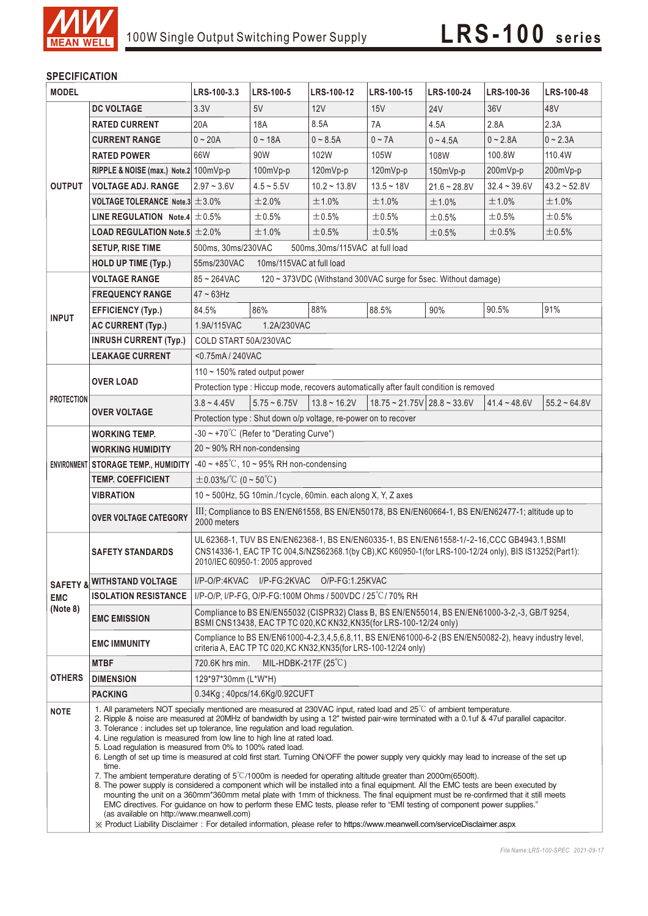# 100W Single Output Switching Power Supply — LRS-100 series

## SPECIFICATION

| MODEL | | LRS-100-3.3 | LRS-100-5 | LRS-100-12 | LRS-100-15 | LRS-100-24 | LRS-100-36 | LRS-100-48 |
|---|---|---|---|---|---|---|---|---|
| OUTPUT | DC VOLTAGE | 3.3V | 5V | 12V | 15V | 24V | 36V | 48V |
| | RATED CURRENT | 20A | 18A | 8.5A | 7A | 4.5A | 2.8A | 2.3A |
| | CURRENT RANGE | 0 ~ 20A | 0 ~ 18A | 0 ~ 8.5A | 0 ~ 7A | 0 ~ 4.5A | 0 ~ 2.8A | 0 ~ 2.3A |
| | RATED POWER | 66W | 90W | 102W | 105W | 108W | 100.8W | 110.4W |
| | RIPPLE & NOISE (max.) Note.2 | 100mVp-p | 100mVp-p | 120mVp-p | 120mVp-p | 150mVp-p | 200mVp-p | 200mVp-p |
| | VOLTAGE ADJ. RANGE | 2.97 ~ 3.6V | 4.5 ~ 5.5V | 10.2 ~ 13.8V | 13.5 ~ 18V | 21.6 ~ 28.8V | 32.4 ~ 39.6V | 43.2 ~ 52.8V |
| | VOLTAGE TOLERANCE Note.3 | ±3.0% | ±2.0% | ±1.0% | ±1.0% | ±1.0% | ±1.0% | ±1.0% |
| | LINE REGULATION Note.4 | ±0.5% | ±0.5% | ±0.5% | ±0.5% | ±0.5% | ±0.5% | ±0.5% |
| | LOAD REGULATION Note.5 | ±2.0% | ±1.0% | ±0.5% | ±0.5% | ±0.5% | ±0.5% | ±0.5% |
| | SETUP, RISE TIME | 500ms, 30ms/230VAC 500ms,30ms/115VAC at full load | | | | | | |
| | HOLD UP TIME (Typ.) | 55ms/230VAC 10ms/115VAC at full load | | | | | | |
| INPUT | VOLTAGE RANGE | 85 ~ 264VAC 120 ~ 373VDC (Withstand 300VAC surge for 5sec. Without damage) | | | | | | |
| | FREQUENCY RANGE | 47 ~ 63Hz | | | | | | |
| | EFFICIENCY (Typ.) | 84.5% | 86% | 88% | 88.5% | 90% | 90.5% | 91% |
| | AC CURRENT (Typ.) | 1.9A/115VAC 1.2A/230VAC | | | | | | |
| | INRUSH CURRENT (Typ.) | COLD START 50A/230VAC | | | | | | |
| | LEAKAGE CURRENT | <0.75mA / 240VAC | | | | | | |
| PROTECTION | OVER LOAD | 110 ~ 150% rated output power | | | | | | |
| | | Protection type : Hiccup mode, recovers automatically after fault condition is removed | | | | | | |
| | OVER VOLTAGE | 3.8 ~ 4.45V | 5.75 ~ 6.75V | 13.8 ~ 16.2V | 18.75 ~ 21.75V | 28.8 ~ 33.6V | 41.4 ~ 48.6V | 55.2 ~ 64.8V |
| | | Protection type : Shut down o/p voltage, re-power on to recover | | | | | | |
| ENVIRONMENT | WORKING TEMP. | -30 ~ +70℃ (Refer to "Derating Curve") | | | | | | |
| | WORKING HUMIDITY | 20 ~ 90% RH non-condensing | | | | | | |
| | STORAGE TEMP., HUMIDITY | -40 ~ +85℃, 10 ~ 95% RH non-condensing | | | | | | |
| | TEMP. COEFFICIENT | ±0.03%/℃ (0 ~ 50℃) | | | | | | |
| | VIBRATION | 10 ~ 500Hz, 5G 10min./1cycle, 60min. each along X, Y, Z axes | | | | | | |
| | OVER VOLTAGE CATEGORY | III; Compliance to BS EN/EN61558, BS EN/EN50178, BS EN/EN60664-1, BS EN/EN62477-1; altitude up to 2000 meters | | | | | | |
| SAFETY & EMC (Note 8) | SAFETY STANDARDS | UL 62368-1, TUV BS EN/EN62368-1, BS EN/EN60335-1, BS EN/EN61558-1/-2-16,CCC GB4943.1,BSMI CNS14336-1, EAC TP TC 004,S/NZS62368.1(by CB),KC K60950-1(for LRS-100-12/24 only), BIS IS13252(Part1): 2010/IEC 60950-1: 2005 approved | | | | | | |
| | WITHSTAND VOLTAGE | I/P-O/P:4KVAC I/P-FG:2KVAC O/P-FG:1.25KVAC | | | | | | |
| | ISOLATION RESISTANCE | I/P-O/P, I/P-FG, O/P-FG:100M Ohms / 500VDC / 25℃/ 70% RH | | | | | | |
| | EMC EMISSION | Compliance to BS EN/EN55032 (CISPR32) Class B, BS EN/EN55014, BS EN/EN61000-3-2,-3, GB/T 9254, BSMI CNS13438, EAC TP TC 020,KC KN32,KN35(for LRS-100-12/24 only) | | | | | | |
| | EMC IMMUNITY | Compliance to BS EN/EN61000-4-2,3,4,5,6,8,11, BS EN/EN61000-6-2 (BS EN/EN50082-2), heavy industry level, criteria A, EAC TP TC 020,KC KN32,KN35(for LRS-100-12/24 only) | | | | | | |
| OTHERS | MTBF | 720.6K hrs min. MIL-HDBK-217F (25℃) | | | | | | |
| | DIMENSION | 129*97*30mm (L*W*H) | | | | | | |
| | PACKING | 0.34Kg ; 40pcs/14.6Kg/0.92CUFT | | | | | | |

**NOTE**

1. All parameters NOT specially mentioned are measured at 230VAC input, rated load and 25℃ of ambient temperature.
2. Ripple & noise are measured at 20MHz of bandwidth by using a 12" twisted pair-wire terminated with a 0.1uf & 47uf parallel capacitor.
3. Tolerance : includes set up tolerance, line regulation and load regulation.
4. Line regulation is measured from low line to high line at rated load.
5. Load regulation is measured from 0% to 100% rated load.
6. Length of set up time is measured at cold first start. Turning ON/OFF the power supply very quickly may lead to increase of the set up time.
7. The ambient temperature derating of 5℃/1000m is needed for operating altitude greater than 2000m(6500ft).
8. The power supply is considered a component which will be installed into a final equipment. All the EMC tests are been executed by mounting the unit on a 360mm*360mm metal plate with 1mm of thickness. The final equipment must be re-confirmed that it still meets EMC directives. For guidance on how to perform these EMC tests, please refer to "EMI testing of component power supplies." (as available on http://www.meanwell.com)

※ Product Liability Disclaimer : For detailed information, please refer to https://www.meanwell.com/serviceDisclaimer.aspx

File Name:LRS-100-SPEC 2021-09-17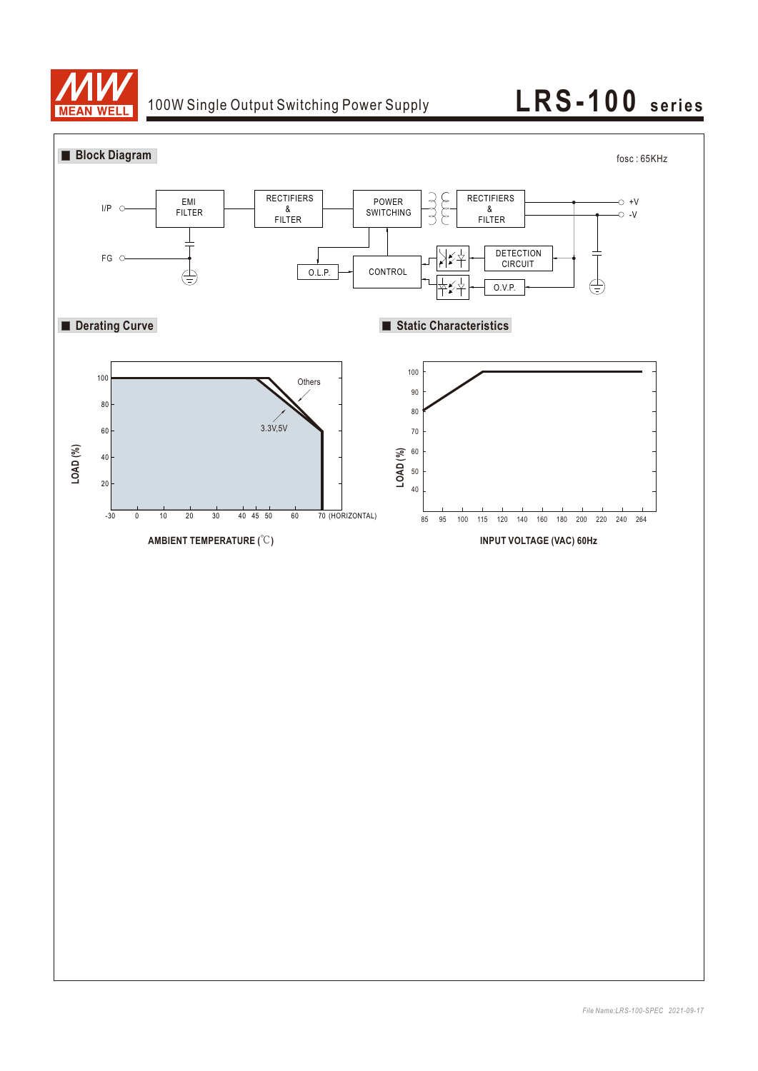# LRS-100 series

100W Single Output Switching Power Supply

## Block Diagram

fosc : 65KHz

I/P, FG, EMI FILTER, RECTIFIERS & FILTER, POWER SWITCHING, RECTIFIERS & FILTER, +V, -V, O.L.P., CONTROL, DETECTION CIRCUIT, O.V.P.

## Derating Curve

LOAD (%)

Others

3.3V,5V

-30 0 10 20 30 40 45 50 60 70 (HORIZONTAL)

AMBIENT TEMPERATURE (℃)

## Static Characteristics

LOAD (%)

85 95 100 115 120 140 160 180 200 220 240 264

INPUT VOLTAGE (VAC) 60Hz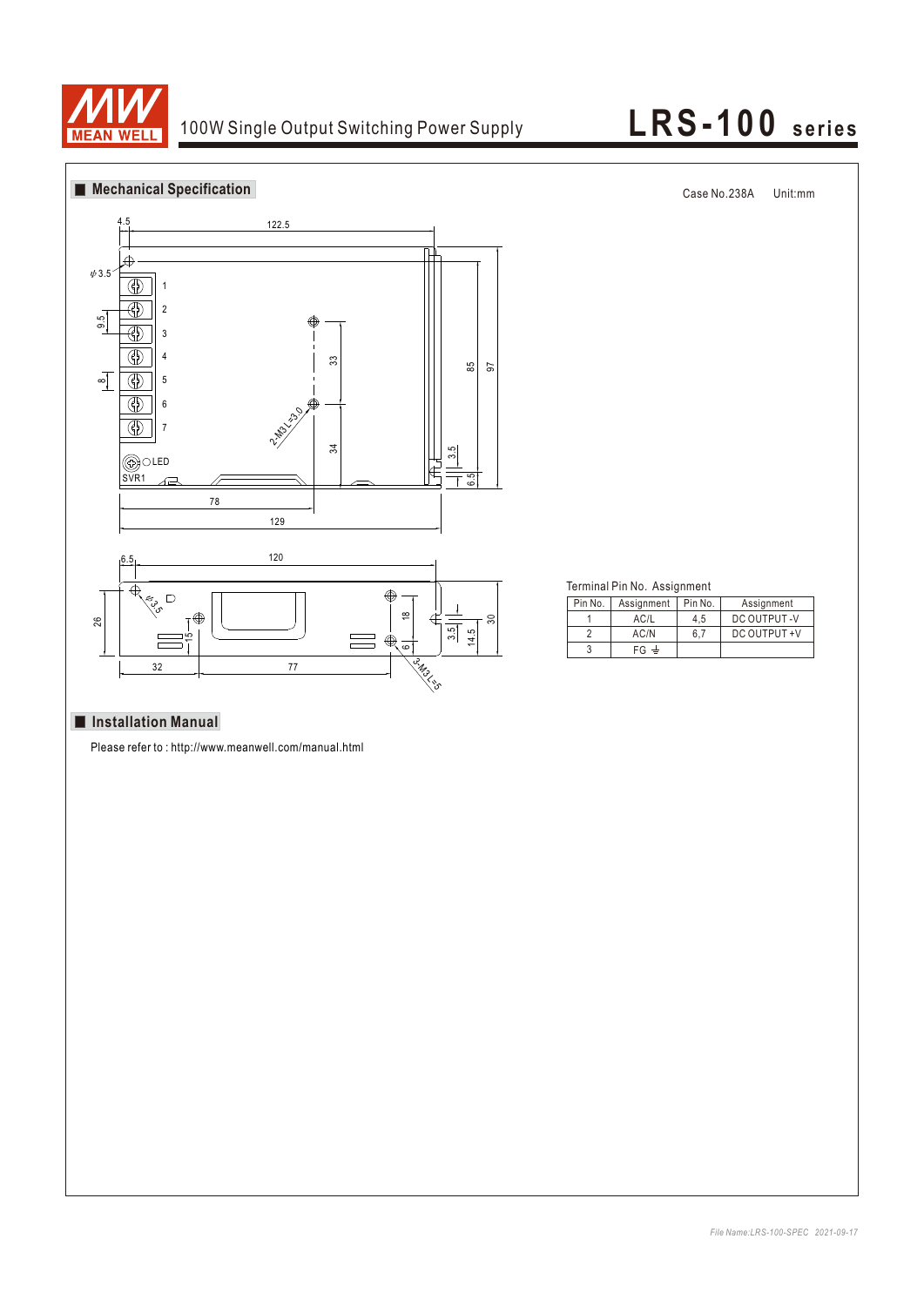## Mechanical Specification

Case No.238A    Unit:mm

4.5
122.5
ϕ3.5
1
2
3
4
5
6
7
9.5
8
33
34
85
97
2-M3 L=3.0
LED
SVR1
3.5
6.5
78
129

6.5
120
ϕ3.5
26
18
15
6
3.5
14.5
30
32
77
3-M3 L=5

Terminal Pin No. Assignment

| Pin No. | Assignment | Pin No. | Assignment |
|---|---|---|---|
| 1 | AC/L | 4,5 | DC OUTPUT -V |
| 2 | AC/N | 6,7 | DC OUTPUT +V |
| 3 | FG ⏚ | | |

## Installation Manual

Please refer to : http://www.meanwell.com/manual.html